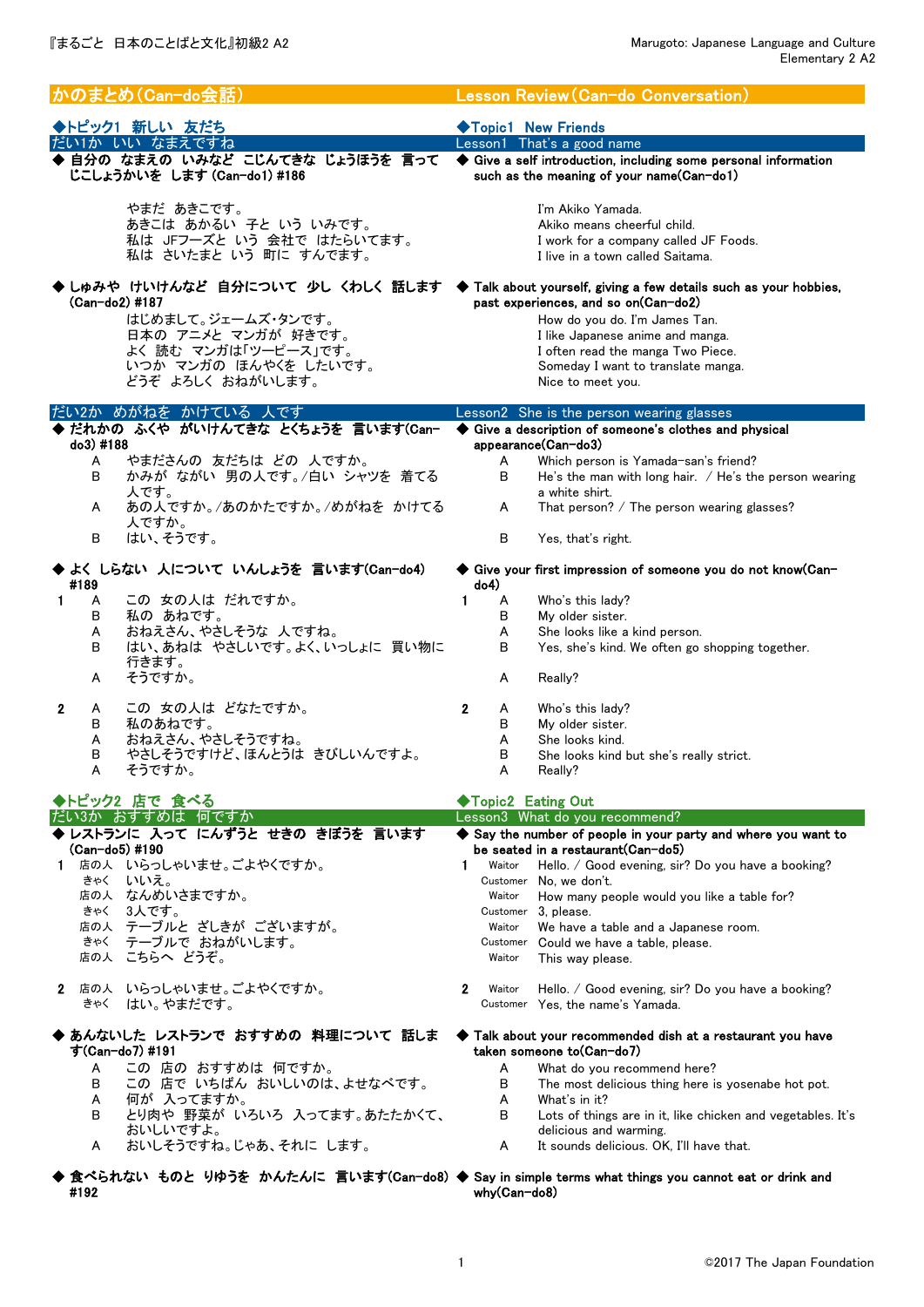# かのまとめ（Can-do会話） / Lesson Review（Can-do Conversation）

## ◆トピック1　新しい　友だち / ◆Topic1　New Friends

### だい1か　いい　なまえですね / Lesson1　That's a good name

**◆ 自分の　なまえの　いみなど　こじんてきな　じょうほうを　言って　じこしょうかいを　します (Can-do1) #186**

**◆ Give a self introduction, including some personal information such as the meaning of your name(Can-do1)**

| | |
|---|---|
| やまだ　あきこです。 | I'm Akiko Yamada. |
| あきこは　あかるい　子と　いう　いみです。 | Akiko means cheerful child. |
| 私は　JFフーズと　いう　会社で　はたらいてます。 | I work for a company called JF Foods. |
| 私は　さいたまと　いう　町に　すんでます。 | I live in a town called Saitama. |

**◆ しゅみや　けいけんなど　自分について　少し　くわしく　話します (Can-do2) #187**

**◆ Talk about yourself, giving a few details such as your hobbies, past experiences, and so on(Can-do2)**

| | |
|---|---|
| はじめまして。ジェームズ・タンです。 | How do you do. I'm James Tan. |
| 日本の　アニメと　マンガが　好きです。 | I like Japanese anime and manga. |
| よく　読む　マンガは「ツーピース」です。 | I often read the manga Two Piece. |
| いつか　マンガの　ほんやくを　したいです。 | Someday I want to translate manga. |
| どうぞ　よろしく　おねがいします。 | Nice to meet you. |

### だい2か　めがねを　かけている　人です / Lesson2　She is the person wearing glasses

**◆ だれかの　ふくや　がいけんてきな　とくちょうを　言います(Can-do3) #188**

**◆ Give a description of someone's clothes and physical appearance(Can-do3)**

| | | |
|---|---|---|
| A | やまださんの　友だちは　どの　人ですか。 | Which person is Yamada-san's friend? |
| B | かみが　ながい　男の人です。/白い　シャツを　着てる人です。 | He's the man with long hair. / He's the person wearing a white shirt. |
| A | あの人ですか。/あのかたですか。/めがねを　かけてる人ですか。 | That person? / The person wearing glasses? |
| B | はい、そうです。 | Yes, that's right. |

**◆ よく　しらない　人について　いんしょうを　言います(Can-do4) #189**

**◆ Give your first impression of someone you do not know(Can-do4)**

1

| | | |
|---|---|---|
| A | この　女の人は　だれですか。 | Who's this lady? |
| B | 私の　あねです。 | My older sister. |
| A | おねえさん、やさしそうな　人ですね。 | She looks like a kind person. |
| B | はい、あねは　やさしいです。よく、いっしょに　買い物に行きます。 | Yes, she's kind. We often go shopping together. |
| A | そうですか。 | Really? |

2

| | | |
|---|---|---|
| A | この　女の人は　どなたですか。 | Who's this lady? |
| B | 私のあねです。 | My older sister. |
| A | おねえさん、やさしそうですね。 | She looks kind. |
| B | やさしそうですけど、ほんとうは　きびしいんですよ。 | She looks kind but she's really strict. |
| A | そうですか。 | Really? |

## ◆トピック2　店で　食べる / ◆Topic2　Eating Out

### だい3か　おすすめは　何ですか / Lesson3　What do you recommend?

**◆ レストランに　入って　にんずうと　せきの　きぼうを　言います (Can-do5) #190**

**◆ Say the number of people in your party and where you want to be seated in a restaurant(Can-do5)**

1

| | | | |
|---|---|---|---|
| 店の人 | いらっしゃいませ。ごよやくですか。 | Waitor | Hello. / Good evening, sir? Do you have a booking? |
| きゃく | いいえ。 | Customer | No, we don't. |
| 店の人 | なんめいさまですか。 | Waitor | How many people would you like a table for? |
| きゃく | 3人です。 | Customer | 3, please. |
| 店の人 | テーブルと　ざしきが　ございますが。 | Waitor | We have a table and a Japanese room. |
| きゃく | テーブルで　おねがいします。 | Customer | Could we have a table, please. |
| 店の人 | こちらへ　どうぞ。 | Waitor | This way please. |

2

| | | | |
|---|---|---|---|
| 店の人 | いらっしゃいませ。ごよやくですか。 | Waitor | Hello. / Good evening, sir? Do you have a booking? |
| きゃく | はい。やまだです。 | Customer | Yes, the name's Yamada. |

**◆ あんないした　レストランで　おすすめの　料理について　話します(Can-do7) #191**

**◆ Talk about your recommended dish at a restaurant you have taken someone to(Can-do7)**

| | | |
|---|---|---|
| A | この　店の　おすすめは　何ですか。 | What do you recommend here? |
| B | この　店で　いちばん　おいしいのは、よせなべです。 | The most delicious thing here is yosenabe hot pot. |
| A | 何が　入ってますか。 | What's in it? |
| B | とり肉や　野菜が　いろいろ　入ってます。あたたかくて、おいしいですよ。 | Lots of things are in it, like chicken and vegetables. It's delicious and warming. |
| A | おいしそうですね。じゃあ、それに　します。 | It sounds delicious. OK, I'll have that. |

**◆ 食べられない　ものと　りゆうを　かんたんに　言います(Can-do8) #192**

**◆ Say in simple terms what things you cannot eat or drink and why(Can-do8)**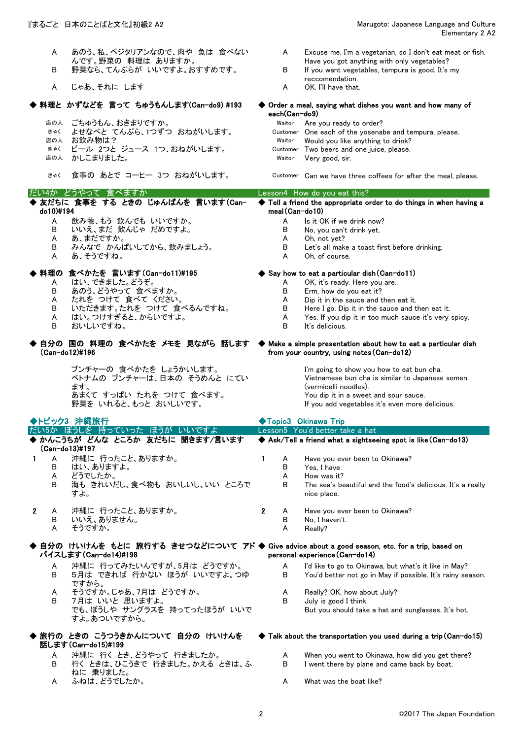| | | | |
|---|---|---|---|
| A | あのう、私、ベジタリアンなので、肉や　魚は　食べないんです。野菜の　料理は　ありますか。 | A | Excuse me, I'm a vegetarian, so I don't eat meat or fish. Have you got anything with only vegetables? |
| B | 野菜なら、てんぷらが　いいですよ。おすすめです。 | B | If you want vegetables, tempura is good. It's my reccomendation. |
| A | じゃあ、それに　します | A | OK, I'll have that. |

### ◆ 料理と　かずなどを　言って　ちゅうもんします(Can-do9) #193 / ◆ Order a meal, saying what dishes you want and how many of each(Can-do9)

| | | | |
|---|---|---|---|
| 店の人 | ごちゅうもん、おきまりですか。 | Waitor | Are you ready to order? |
| きゃく | よせなべと　てんぷら、1つずつ　おねがいします。 | Customer | One each of the yosenabe and tempura, please. |
| 店の人 | お飲み物は？ | Waitor | Would you like anything to drink? |
| きゃく | ビール　2つと　ジュース　1つ、おねがいします。 | Customer | Two beers and one juice, please. |
| 店の人 | かしこまりました。 | Waitor | Very good, sir. |
| きゃく | 食事の　あとで　コーヒー　3つ　おねがいします。 | Customer | Can we have three coffees for after the meal, please. |

## だい4か　どうやって　食べますか / Lesson4　How do you eat this?

### ◆ 友だちに　食事を　する　ときの　じゅんばんを　言います(Can-do10)#194 / ◆ Tell a friend the appropriate order to do things in when having a meal(Can-do10)

| | | | |
|---|---|---|---|
| A | 飲み物、もう　飲んでも　いいですか。 | A | Is it OK if we drink now? |
| B | いいえ、まだ　飲んじゃ　だめですよ。 | B | No, you can't drink yet. |
| A | あ、まだですか。 | A | Oh, not yet? |
| B | みんなで　かんぱいしてから、飲みましょう。 | B | Let's all make a toast first before drinking. |
| A | あ、そうですね。 | A | Oh, of course. |

### ◆ 料理の　食べかたを　言います(Can-do11)#195 / ◆ Say how to eat a particular dish(Can-do11)

| | | | |
|---|---|---|---|
| A | はい、できました。どうぞ。 | A | OK, it's ready. Here you are. |
| B | あのう、どうやって　食べますか。 | B | Erm, how do you eat it? |
| A | たれを　つけて　食べて　ください。 | A | Dip it in the sauce and then eat it. |
| B | いただきます。たれを　つけて　食べるんですね。 | B | Here I go. Dip it in the sauce and then eat it. |
| A | はい。つけすぎると、からいですよ。 | A | Yes. If you dip it in too much sauce it's very spicy. |
| B | おいしいですね。 | B | It's delicious. |

### ◆ 自分の　国の　料理の　食べかたを　メモを　見ながら　話します(Can-do12)#196 / ◆ Make a simple presentation about how to eat a particular dish from your country, using notes(Can-do12)

ブンチャーの　食べかたを　しょうかいします。
ベトナムの　ブンチャーは、日本の　そうめんと　にています。
あまくて　すっぱい　たれを　つけて　食べます。
野菜を　いれると、もっと　おいしいです。

I'm going to show you how to eat bun cha.
Vietnamese bun cha is similar to Japanese somen (vermicelli noodles).
You dip it in a sweet and sour sauce.
If you add vegetables it's even more delicious.

## ◆トピック3　沖縄旅行 / ◆Topic3　Okinawa Trip

## だい5か　ぼうしを　持っていった　ほうが　いいですよ / Lesson5　You'd better take a hat

### ◆ かんこうちが　どんな　ところか　友だちに　聞きます/言います(Can-do13)#197 / ◆ Ask/Tell a friend what a sightseeing spot is like(Can-do13)

| | | | | |
|---|---|---|---|---|
| 1 | A | 沖縄に　行ったこと、ありますか。 | A | Have you ever been to Okinawa? |
| | B | はい、ありますよ。 | B | Yes, I have. |
| | A | どうでしたか。 | A | How was it? |
| | B | 海も　きれいだし、食べ物も　おいしいし、いい　ところですよ。 | B | The sea's beautiful and the food's delicious. It's a really nice place. |
| 2 | A | 沖縄に　行ったこと、ありますか。 | A | Have you ever been to Okinawa? |
| | B | いいえ、ありません。 | B | No, I haven't. |
| | A | そうですか。 | A | Really? |

### ◆ 自分の　けいけんを　もとに　旅行する　きせつなどについて　アドバイスします(Can-do14)#198 / ◆ Give advice about a good season, etc. for a trip, based on personal experience(Can-do14)

| | | | |
|---|---|---|---|
| A | 沖縄に　行ってみたいんですが、5月は　どうですか。 | A | I'd like to go to Okinawa, but what's it like in May? |
| B | 5月は　できれば　行かない　ほうが　いいですよ。つゆですから。 | B | You'd better not go in May if possible. It's rainy season. |
| A | そうですか。じゃあ、7月は　どうですか。 | A | Really? OK, how about July? |
| B | 7月は　いいと　思いますよ。<br>でも、ぼうしや　サングラスを　持ってったほうが　いいですよ。あついですから。 | B | July is good I think.<br>But you should take a hat and sunglasses. It's hot. |

### ◆ 旅行の　ときの　こうつうきかんについて　自分の　けいけんを　話します(Can-do15)#199 / ◆ Talk about the transportation you used during a trip(Can-do15)

| | | | |
|---|---|---|---|
| A | 沖縄に　行く　とき、どうやって　行きましたか。 | A | When you went to Okinawa, how did you get there? |
| B | 行く　ときは、ひこうきで　行きました。かえる　ときは、ふねに　乗りました。 | B | I went there by plane and came back by boat. |
| A | ふねは、どうでしたか。 | A | What was the boat like? |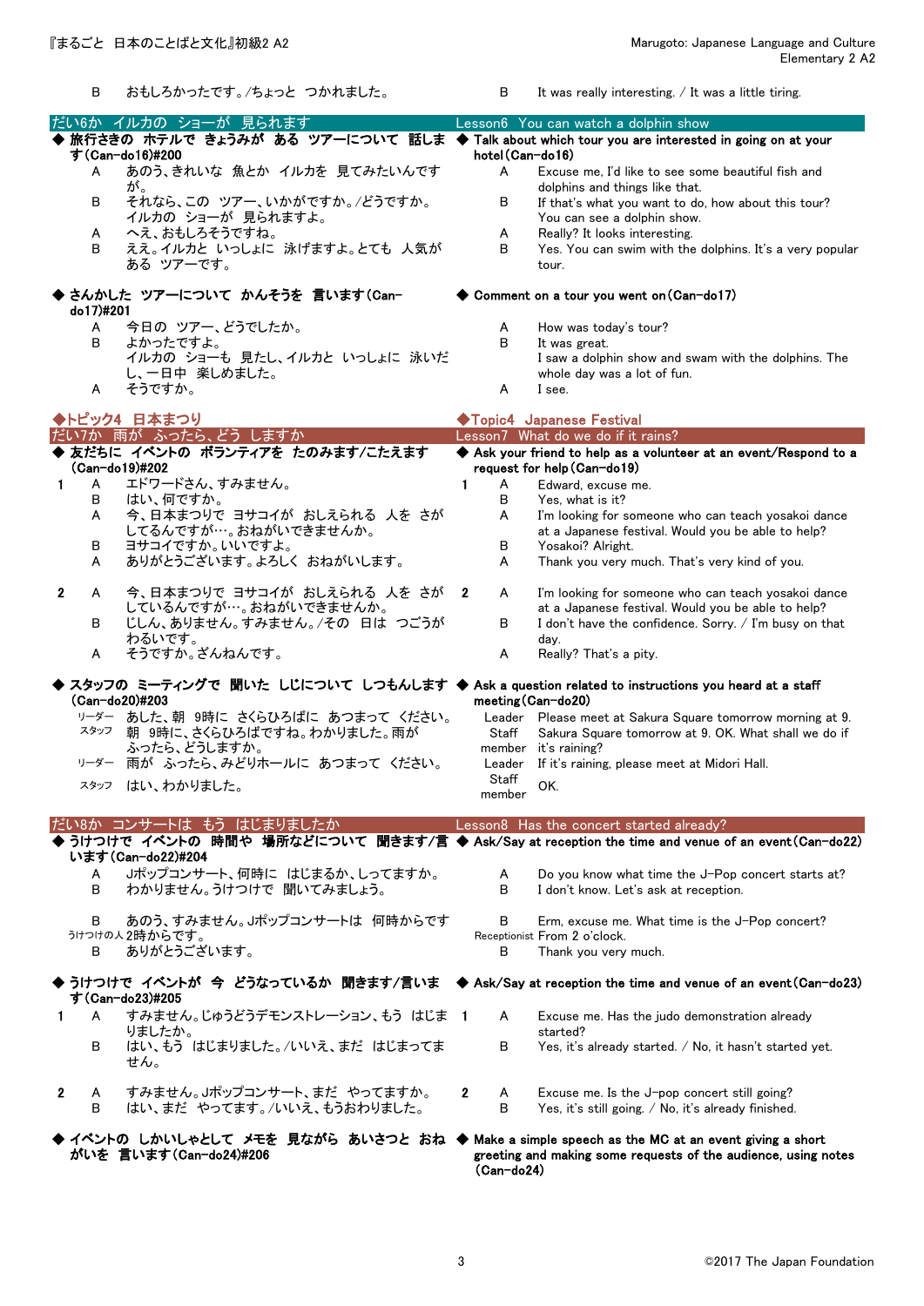B　おもしろかったです。/ちょっと　つかれました。

B　It was really interesting. / It was a little tiring.

## だい6か　イルカの　ショーが　見られます
## Lesson6　You can watch a dolphin show

**◆ 旅行さきの　ホテルで　きょうみが　ある　ツアーについて　話します(Can-do16)#200**

**◆ Talk about which tour you are interested in going on at your hotel(Can-do16)**

| | 日本語 | | English |
|---|---|---|---|
| A | あのう、きれいな　魚とか　イルカを　見てみたいんですが。 | A | Excuse me, I'd like to see some beautiful fish and dolphins and things like that. |
| B | それなら、この　ツアー、いかがですか。/どうですか。イルカの　ショーが　見られますよ。 | B | If that's what you want to do, how about this tour? You can see a dolphin show. |
| A | へえ、おもしろそうですね。 | A | Really? It looks interesting. |
| B | ええ。イルカと　いっしょに　泳げますよ。とても　人気が　ある　ツアーです。 | B | Yes. You can swim with the dolphins. It's a very popular tour. |

**◆ さんかした　ツアーについて　かんそうを　言います(Can-do17)#201**

**◆ Comment on a tour you went on(Can-do17)**

| | 日本語 | | English |
|---|---|---|---|
| A | 今日の　ツアー、どうでしたか。 | A | How was today's tour? |
| B | よかったですよ。イルカの　ショーも　見たし、イルカと　いっしょに　泳いだし、一日中　楽しめました。 | B | It was great. I saw a dolphin show and swam with the dolphins. The whole day was a lot of fun. |
| A | そうですか。 | A | I see. |

## ◆トピック4　日本まつり
## ◆Topic4　Japanese Festival

## だい7か　雨が　ふったら、どう　しますか
## Lesson7　What do we do if it rains?

**◆ 友だちに　イベントの　ボランティアを　たのみます/こたえます(Can-do19)#202**

**◆ Ask your friend to help as a volunteer at an event/Respond to a request for help(Can-do19)**

| | | 日本語 | | | English |
|---|---|---|---|---|---|
| 1 | A | エドワードさん、すみません。 | 1 | A | Edward, excuse me. |
| | B | はい、何ですか。 | | B | Yes, what is it? |
| | A | 今、日本まつりで　ヨサコイが　おしえられる　人を　さがしてるんですが…。おねがいできませんか。 | | A | I'm looking for someone who can teach yosakoi dance at a Japanese festival. Would you be able to help? |
| | B | ヨサコイですか。いいですよ。 | | B | Yosakoi? Alright. |
| | A | ありがとうございます。よろしく　おねがいします。 | | A | Thank you very much. That's very kind of you. |
| 2 | A | 今、日本まつりで　ヨサコイが　おしえられる　人を　さがしているんですが…。おねがいできませんか。 | 2 | A | I'm looking for someone who can teach yosakoi dance at a Japanese festival. Would you be able to help? |
| | B | じしん、ありません。すみません。/その　日は　つごうが　わるいです。 | | B | I don't have the confidence. Sorry. / I'm busy on that day. |
| | A | そうですか。ざんねんです。 | | A | Really? That's a pity. |

**◆ スタッフの　ミーティングで　聞いた　しじについて　しつもんします(Can-do20)#203**

**◆ Ask a question related to instructions you heard at a staff meeting(Can-do20)**

| | 日本語 | | English |
|---|---|---|---|
| リーダー | あした、朝　9時に　さくらひろばに　あつまって　ください。 | Leader | Please meet at Sakura Square tomorrow morning at 9. |
| スタッフ | 朝　9時に、さくらひろばですね。わかりました。雨が　ふったら、どうしますか。 | Staff member | Sakura Square tomorrow at 9. OK. What shall we do if it's raining? |
| リーダー | 雨が　ふったら、みどりホールに　あつまって　ください。 | Leader | If it's raining, please meet at Midori Hall. |
| スタッフ | はい、わかりました。 | Staff member | OK. |

## だい8か　コンサートは　もう　はじまりましたか
## Lesson8　Has the concert started already?

**◆ うけつけで　イベントの　時間や　場所などについて　聞きます/言います(Can-do22)#204**

**◆ Ask/Say at reception the time and venue of an event(Can-do22)**

| | 日本語 | | English |
|---|---|---|---|
| A | Jポップコンサート、何時に　はじまるか、しってますか。 | A | Do you know what time the J-Pop concert starts at? |
| B | わかりません。うけつけで　聞いてみましょう。 | B | I don't know. Let's ask at reception. |
| B | あのう、すみません。Jポップコンサートは　何時からですか。 | B | Erm, excuse me. What time is the J-Pop concert? |
| うけつけの人 | 2時からです。 | Receptionist | From 2 o'clock. |
| B | ありがとうございます。 | B | Thank you very much. |

**◆ うけつけで　イベントが　今　どうなっているか　聞きます/言います(Can-do23)#205**

**◆ Ask/Say at reception the time and venue of an event(Can-do23)**

| | | 日本語 | | | English |
|---|---|---|---|---|---|
| 1 | A | すみません。じゅうどうデモンストレーション、もう　はじまりましたか。 | 1 | A | Excuse me. Has the judo demonstration already started? |
| | B | はい、もう　はじまりました。/いいえ、まだ　はじまってません。 | | B | Yes, it's already started. / No, it hasn't started yet. |
| 2 | A | すみません。Jポップコンサート、まだ　やってますか。 | 2 | A | Excuse me. Is the J-pop concert still going? |
| | B | はい、まだ　やってます。/いいえ、もうおわりました。 | | B | Yes, it's still going. / No, it's already finished. |

**◆ イベントの　しかいしゃとして　メモを　見ながら　あいさつと　おねがいを　言います(Can-do24)#206**

**◆ Make a simple speech as the MC at an event giving a short greeting and making some requests of the audience, using notes (Can-do24)**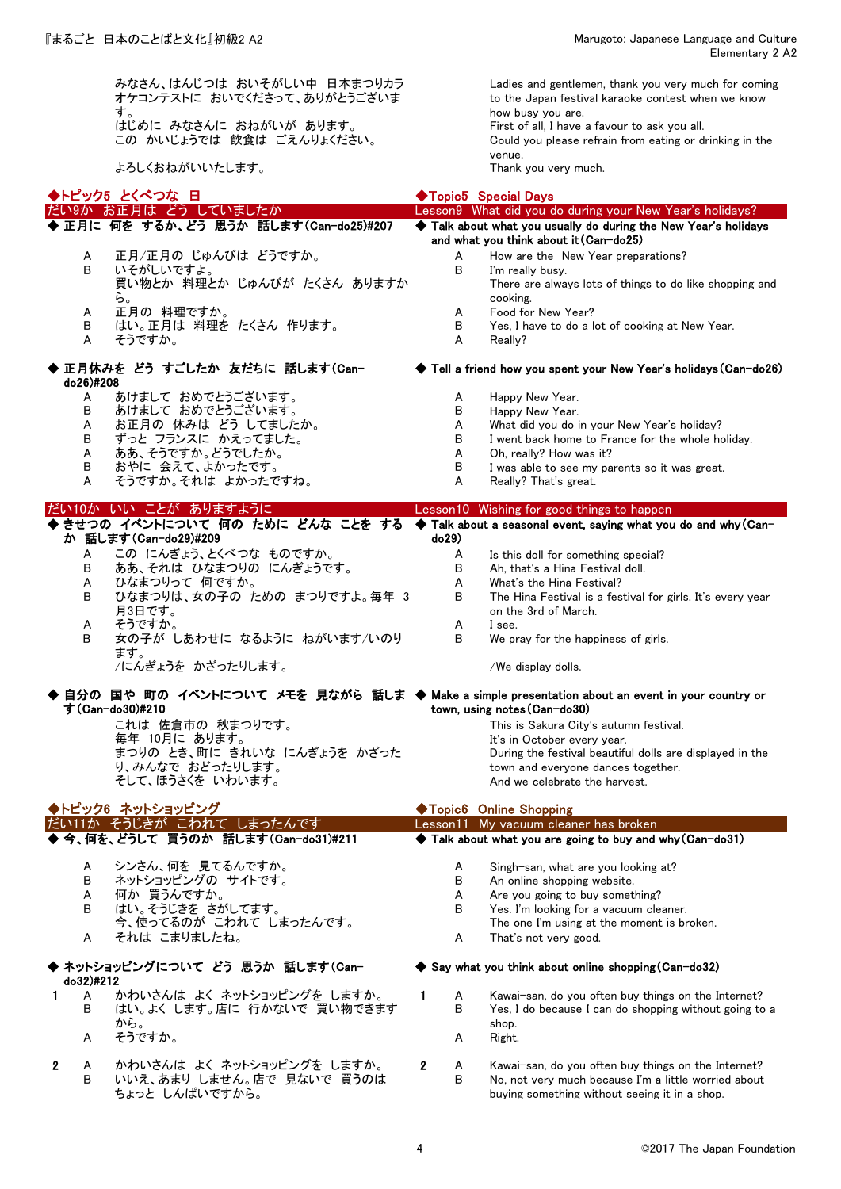みなさん、はんじつは　おいそがしい中　日本まつりカラオケコンテストに　おいでくださって、ありがとうございます。
はじめに　みなさんに　おねがいが　あります。
この　かいじょうでは　飲食は　ごえんりょください。

よろしくおねがいいたします。

Ladies and gentlemen, thank you very much for coming to the Japan festival karaoke contest when we know how busy you are.
First of all, I have a favour to ask you all.
Could you please refrain from eating or drinking in the venue.
Thank you very much.

## ◆トピック5　とくべつな　日 / ◆Topic5　Special Days

### だい9か　お正月は　どう　していましたか / Lesson9　What did you do during your New Year's holidays?

**◆ 正月に　何を　するか、どう　思うか　話します(Can-do25)#207**

**◆ Talk about what you usually do during the New Year's holidays and what you think about it(Can-do25)**

| | 日本語 | English |
|---|---|---|
| A | 正月/正月の　じゅんびは　どうですか。 | How are the New Year preparations? |
| B | いそがしいですよ。<br>買い物とか　料理とか　じゅんびが　たくさん　ありますから。 | I'm really busy.<br>There are always lots of things to do like shopping and cooking. |
| A | 正月の　料理ですか。 | Food for New Year? |
| B | はい。正月は　料理を　たくさん　作ります。 | Yes, I have to do a lot of cooking at New Year. |
| A | そうですか。 | Really? |

**◆ 正月休みを　どう　すごしたか　友だちに　話します(Can-do26)#208**

**◆ Tell a friend how you spent your New Year's holidays(Can-do26)**

| | 日本語 | English |
|---|---|---|
| A | あけまして　おめでとうございます。 | Happy New Year. |
| B | あけまして　おめでとうございます。 | Happy New Year. |
| A | お正月の　休みは　どう　してましたか。 | What did you do in your New Year's holiday? |
| B | ずっと　フランスに　かえってました。 | I went back home to France for the whole holiday. |
| A | ああ、そうですか。どうでしたか。 | Oh, really? How was it? |
| B | おやに　会えて、よかったです。 | I was able to see my parents so it was great. |
| A | そうですか。それは　よかったですね。 | Really? That's great. |

### だい10か　いい　ことが　ありますように / Lesson10　Wishing for good things to happen

**◆ きせつの　イベントについて　何の　ために　どんな　ことを　するか　話します(Can-do29)#209**

**◆ Talk about a seasonal event, saying what you do and why(Can-do29)**

| | 日本語 | English |
|---|---|---|
| A | この　にんぎょう、とくべつな　ものですか。 | Is this doll for something special? |
| B | ああ、それは　ひなまつりの　にんぎょうです。 | Ah, that's a Hina Festival doll. |
| A | ひなまつりって　何ですか。 | What's the Hina Festival? |
| B | ひなまつりは、女の子の　ための　まつりですよ。毎年　3月3日です。 | The Hina Festival is a festival for girls. It's every year on the 3rd of March. |
| A | そうですか。 | I see. |
| B | 女の子が　しあわせに　なるように　ねがいます/いのります。<br>/にんぎょうを　かざったりします。 | We pray for the happiness of girls.<br>/We display dolls. |

**◆ 自分の　国や　町の　イベントについて　メモを　見ながら　話します(Can-do30)#210**

**◆ Make a simple presentation about an event in your country or town, using notes(Can-do30)**

これは　佐倉市の　秋まつりです。
毎年　10月に　あります。
まつりの　とき、町に　きれいな　にんぎょうを　かざったり、みんなで　おどったりします。
そして、ほうさくを　いわいます。

This is Sakura City's autumn festival.
It's in October every year.
During the festival beautiful dolls are displayed in the town and everyone dances together.
And we celebrate the harvest.

## ◆トピック6　ネットショッピング / ◆Topic6　Online Shopping

### だい11か　そうじきが　こわれて　しまったんです / Lesson11　My vacuum cleaner has broken

**◆ 今、何を、どうして　買うのか　話します(Can-do31)#211**

**◆ Talk about what you are going to buy and why(Can-do31)**

| | 日本語 | English |
|---|---|---|
| A | シンさん、何を　見てるんですか。 | Singh-san, what are you looking at? |
| B | ネットショッピングの　サイトです。 | An online shopping website. |
| A | 何か　買うんですか。 | Are you going to buy something? |
| B | はい。そうじきを　さがしてます。<br>今、使ってるのが　こわれて　しまったんです。 | Yes. I'm looking for a vacuum cleaner.<br>The one I'm using at the moment is broken. |
| A | それは　こまりましたね。 | That's not very good. |

**◆ ネットショッピングについて　どう　思うか　話します(Can-do32)#212**

**◆ Say what you think about online shopping(Can-do32)**

| | | 日本語 | English |
|---|---|---|---|
| 1 | A | かわいさんは　よく　ネットショッピングを　しますか。 | Kawai-san, do you often buy things on the Internet? |
| | B | はい。よく　します。店に　行かないで　買い物できますから。 | Yes, I do because I can do shopping without going to a shop. |
| | A | そうですか。 | Right. |
| 2 | A | かわいさんは　よく　ネットショッピングを　しますか。 | Kawai-san, do you often buy things on the Internet? |
| | B | いいえ、あまり　しません。店で　見ないで　買うのは　ちょっと　しんぱいですから。 | No, not very much because I'm a little worried about buying something without seeing it in a shop. |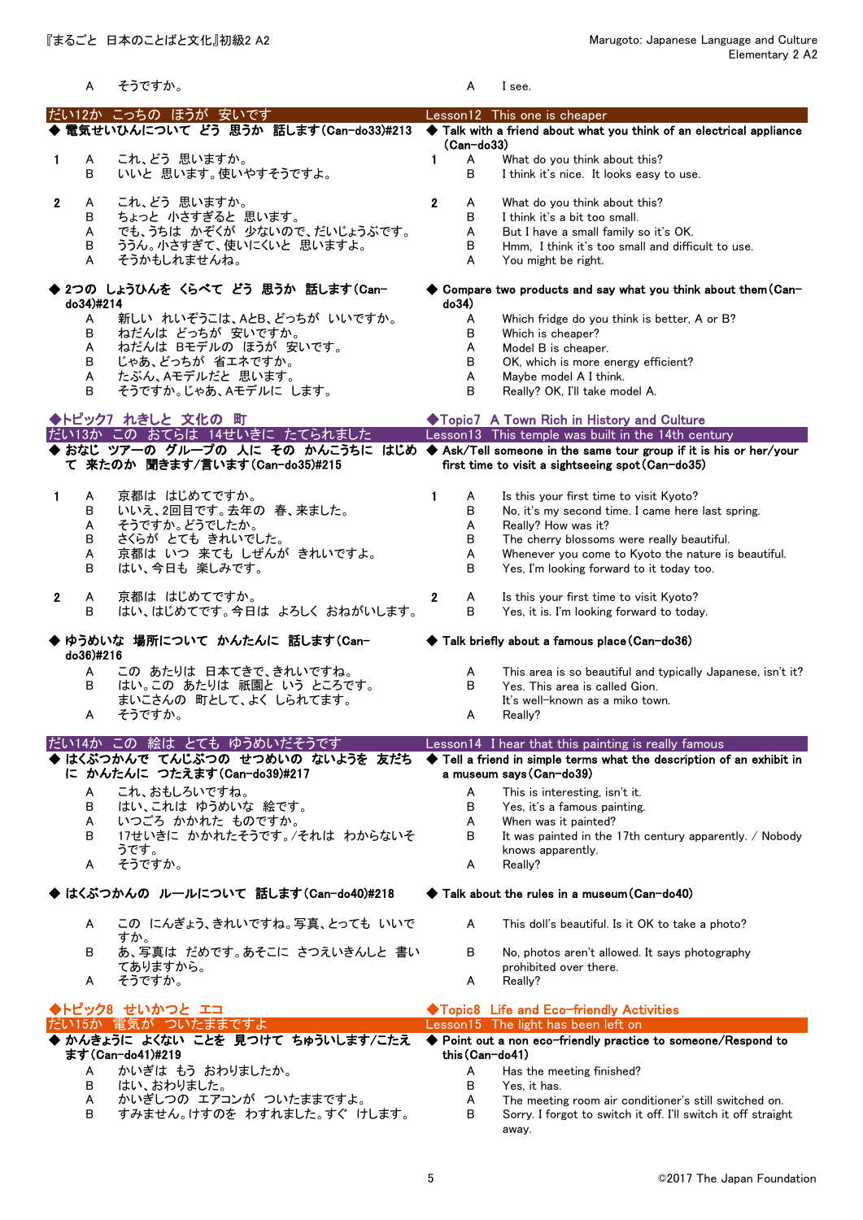A　そうですか。 / A　I see.

## だい12か　こっちの　ほうが　安いです / Lesson12　This one is cheaper

### ◆ 電気せいひんについて　どう　思うか　話します(Can-do33)#213 / ◆ Talk with a friend about what you think of an electrical appliance (Can-do33)

**1**

| | 日本語 | | English |
|---|---|---|---|
| A | これ、どう　思いますか。 | A | What do you think about this? |
| B | いいと　思います。使いやすそうですよ。 | B | I think it's nice. It looks easy to use. |

**2**

| | 日本語 | | English |
|---|---|---|---|
| A | これ、どう　思いますか。 | A | What do you think about this? |
| B | ちょっと　小さすぎると　思います。 | B | I think it's a bit too small. |
| A | でも、うちは　かぞくが　少ないので、だいじょうぶです。 | A | But I have a small family so it's OK. |
| B | ううん。小さすぎて、使いにくいと　思いますよ。 | B | Hmm, I think it's too small and difficult to use. |
| A | そうかもしれませんね。 | A | You might be right. |

### ◆ 2つの　しょうひんを　くらべて　どう　思うか　話します(Can-do34)#214 / ◆ Compare two products and say what you think about them(Can-do34)

| | 日本語 | | English |
|---|---|---|---|
| A | 新しい　れいぞうこは、AとB、どっちが　いいですか。 | A | Which fridge do you think is better, A or B? |
| B | ねだんは　どっちが　安いですか。 | B | Which is cheaper? |
| A | ねだんは　Bモデルの　ほうが　安いです。 | A | Model B is cheaper. |
| B | じゃあ、どっちが　省エネですか。 | B | OK, which is more energy efficient? |
| A | たぶん、Aモデルだと　思います。 | A | Maybe model A I think. |
| B | そうですか。じゃあ、Aモデルに　します。 | B | Really? OK, I'll take model A. |

## ◆トピック7　れきしと　文化の　町 / ◆Topic7　A Town Rich in History and Culture

## だい13か　この　おてらは　14せいきに　たてられました / Lesson13　This temple was built in the 14th century

### ◆ おなじ　ツアーの　グループの　人に　その　かんこうちに　はじめて　来たのか　聞きます/言います(Can-do35)#215 / ◆ Ask/Tell someone in the same tour group if it is his or her/your first time to visit a sightseeing spot(Can-do35)

**1**

| | 日本語 | | English |
|---|---|---|---|
| A | 京都は　はじめてですか。 | A | Is this your first time to visit Kyoto? |
| B | いいえ、2回目です。去年の　春、来ました。 | B | No, it's my second time. I came here last spring. |
| A | そうですか。どうでしたか。 | A | Really? How was it? |
| B | さくらが　とても　きれいでした。 | B | The cherry blossoms were really beautiful. |
| A | 京都は　いつ　来ても　しぜんが　きれいですよ。 | A | Whenever you come to Kyoto the nature is beautiful. |
| B | はい、今日も　楽しみです。 | B | Yes, I'm looking forward to it today too. |

**2**

| | 日本語 | | English |
|---|---|---|---|
| A | 京都は　はじめてですか。 | A | Is this your first time to visit Kyoto? |
| B | はい、はじめてです。今日は　よろしく　おねがいします。 | B | Yes, it is. I'm looking forward to today. |

### ◆ ゆうめいな　場所について　かんたんに　話します(Can-do36)#216 / ◆ Talk briefly about a famous place(Can-do36)

| | 日本語 | | English |
|---|---|---|---|
| A | この　あたりは　日本てきで、きれいですね。 | A | This area is so beautiful and typically Japanese, isn't it? |
| B | はい。この　あたりは　祇園と　いう　ところです。まいこさんの　町として、よく　しられてます。 | B | Yes. This area is called Gion. It's well-known as a miko town. |
| A | そうですか。 | A | Really? |

## だい14か　この　絵は　とても　ゆうめいだそうです / Lesson14　I hear that this painting is really famous

### ◆ はくぶつかんで　てんじぶつの　せつめいの　ないようを　友だちに　かんたんに　つたえます(Can-do39)#217 / ◆ Tell a friend in simple terms what the description of an exhibit in a museum says(Can-do39)

| | 日本語 | | English |
|---|---|---|---|
| A | これ、おもしろいですね。 | A | This is interesting, isn't it. |
| B | はい、これは　ゆうめいな　絵です。 | B | Yes, it's a famous painting. |
| A | いつごろ　かかれた　ものですか。 | A | When was it painted? |
| B | 17せいきに　かかれたそうです。/それは　わからないそうです。 | B | It was painted in the 17th century apparently. / Nobody knows apparently. |
| A | そうですか。 | A | Really? |

### ◆ はくぶつかんの　ルールについて　話します(Can-do40)#218 / ◆ Talk about the rules in a museum(Can-do40)

| | 日本語 | | English |
|---|---|---|---|
| A | この　にんぎょう、きれいですね。写真、とっても　いいですか。 | A | This doll's beautiful. Is it OK to take a photo? |
| B | あ、写真は　だめです。あそこに　さつえいきんしと　書いてありますから。 | B | No, photos aren't allowed. It says photography prohibited over there. |
| A | そうですか。 | A | Really? |

## ◆トピック8　せいかつと　エコ / ◆Topic8　Life and Eco-friendly Activities

## だい15か　電気が　ついたままですよ / Lesson15　The light has been left on

### ◆ かんきょうに　よくない　ことを　見つけて　ちゅういします/こたえます(Can-do41)#219 / ◆ Point out a non eco-friendly practice to someone/Respond to this(Can-do41)

| | 日本語 | | English |
|---|---|---|---|
| A | かいぎは　もう　おわりましたか。 | A | Has the meeting finished? |
| B | はい、おわりました。 | B | Yes, it has. |
| A | かいぎしつの　エアコンが　ついたままですよ。 | A | The meeting room air conditioner's still switched on. |
| B | すみません。けすのを　わすれました。すぐ　けします。 | B | Sorry. I forgot to switch it off. I'll switch it off straight away. |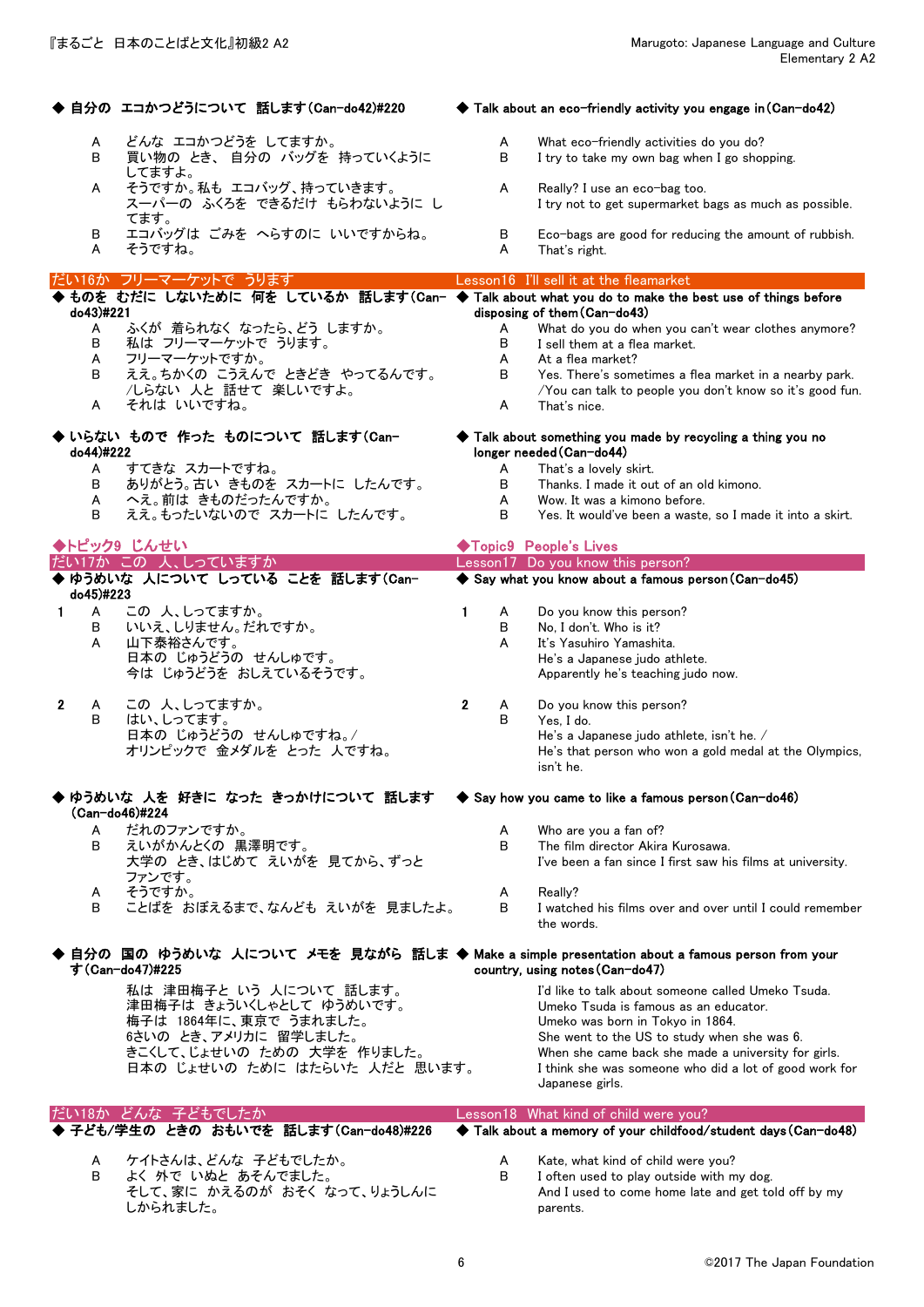◆ 自分の　エコかつどうについて　話します(Can-do42)#220

| | |
|---|---|
| A | どんな　エコかつどうを　してますか。 |
| B | 買い物の　とき、　自分の　バッグを　持っていくように　してますよ。 |
| A | そうですか。私も　エコバッグ、持っていきます。スーパーの　ふくろを　できるだけ　もらわないように　してます。 |
| B | エコバッグは　ごみを　へらすのに　いいですからね。 |
| A | そうですね。 |

◆ Talk about an eco-friendly activity you engage in(Can-do42)

| | |
|---|---|
| A | What eco-friendly activities do you do? |
| B | I try to take my own bag when I go shopping. |
| A | Really? I use an eco-bag too. I try not to get supermarket bags as much as possible. |
| B | Eco-bags are good for reducing the amount of rubbish. |
| A | That's right. |

## だい16か　フリーマーケットで　うります / Lesson16 I'll sell it at the fleamarket

◆ ものを　むだに　しないために　何を　しているか　話します(Can-do43)#221

| | |
|---|---|
| A | ふくが　着られなく　なったら、どう　しますか。 |
| B | 私は　フリーマーケットで　うります。 |
| A | フリーマーケットですか。 |
| B | ええ。ちかくの　こうえんで　ときどき　やってるんです。/しらない　人と　話せて　楽しいですよ。 |
| A | それは　いいですね。 |

◆ Talk about what you do to make the best use of things before disposing of them(Can-do43)

| | |
|---|---|
| A | What do you do when you can't wear clothes anymore? |
| B | I sell them at a flea market. |
| A | At a flea market? |
| B | Yes. There's sometimes a flea market in a nearby park. /You can talk to people you don't know so it's good fun. |
| A | That's nice. |

◆ いらない　もので　作った　ものについて　話します(Can-do44)#222

| | |
|---|---|
| A | すてきな　スカートですね。 |
| B | ありがとう。古い　きものを　スカートに　したんです。 |
| A | へえ。前は　きものだったんですか。 |
| B | ええ。もったいないので　スカートに　したんです。 |

◆ Talk about something you made by recycling a thing you no longer needed(Can-do44)

| | |
|---|---|
| A | That's a lovely skirt. |
| B | Thanks. I made it out of an old kimono. |
| A | Wow. It was a kimono before. |
| B | Yes. It would've been a waste, so I made it into a skirt. |

## ◆トピック9　じんせい / ◆Topic9 People's Lives

## だい17か　この　人、しっていますか / Lesson17 Do you know this person?

◆ ゆうめいな　人について　しっている　ことを　話します(Can-do45)#223

| | | |
|---|---|---|
| 1 | A | この　人、しってますか。 |
| | B | いいえ、しりません。だれですか。 |
| | A | 山下泰裕さんです。日本の　じゅうどうの　せんしゅです。今は　じゅうどうを　おしえているそうです。 |
| 2 | A | この　人、しってますか。 |
| | B | はい、しってます。日本の　じゅうどうの　せんしゅですね。/オリンピックで　金メダルを　とった　人ですね。 |

◆ Say what you know about a famous person(Can-do45)

| | | |
|---|---|---|
| 1 | A | Do you know this person? |
| | B | No, I don't. Who is it? |
| | A | It's Yasuhiro Yamashita. He's a Japanese judo athlete. Apparently he's teaching judo now. |
| 2 | A | Do you know this person? |
| | B | Yes, I do. He's a Japanese judo athlete, isn't he. / He's that person who won a gold medal at the Olympics, isn't he. |

◆ ゆうめいな　人を　好きに　なった　きっかけについて　話します(Can-do46)#224

| | |
|---|---|
| A | だれのファンですか。 |
| B | えいがかんとくの　黒澤明です。大学の　とき、はじめて　えいがを　見てから、ずっと　ファンです。 |
| A | そうですか。 |
| B | ことばを　おぼえるまで、なんども　えいがを　見ましたよ。 |

◆ Say how you came to like a famous person(Can-do46)

| | |
|---|---|
| A | Who are you a fan of? |
| B | The film director Akira Kurosawa. I've been a fan since I first saw his films at university. |
| A | Really? |
| B | I watched his films over and over until I could remember the words. |

◆ 自分の　国の　ゆうめいな　人について　メモを　見ながら　話します(Can-do47)#225

私は　津田梅子と　いう　人について　話します。
津田梅子は　きょういくしゃとして　ゆうめいです。
梅子は　1864年に、東京で　うまれました。
6さいの　とき、アメリカに　留学しました。
きこくして、じょせいの　ための　大学を　作りました。
日本の　じょせいの　ために　はたらいた　人だと　思います。

◆ Make a simple presentation about a famous person from your country, using notes(Can-do47)

I'd like to talk about someone called Umeko Tsuda.
Umeko Tsuda is famous as an educator.
Umeko was born in Tokyo in 1864.
She went to the US to study when she was 6.
When she came back she made a university for girls.
I think she was someone who did a lot of good work for Japanese girls.

## だい18か　どんな　子どもでしたか / Lesson18 What kind of child were you?

◆ 子ども/学生の　ときの　おもいでを　話します(Can-do48)#226

| | |
|---|---|
| A | ケイトさんは、どんな　子どもでしたか。 |
| B | よく　外で　いぬと　あそんでました。そして、家に　かえるのが　おそく　なって、りょうしんに　しかられました。 |

◆ Talk about a memory of your childhood/student days(Can-do48)

| | |
|---|---|
| A | Kate, what kind of child were you? |
| B | I often used to play outside with my dog. And I used to come home late and get told off by my parents. |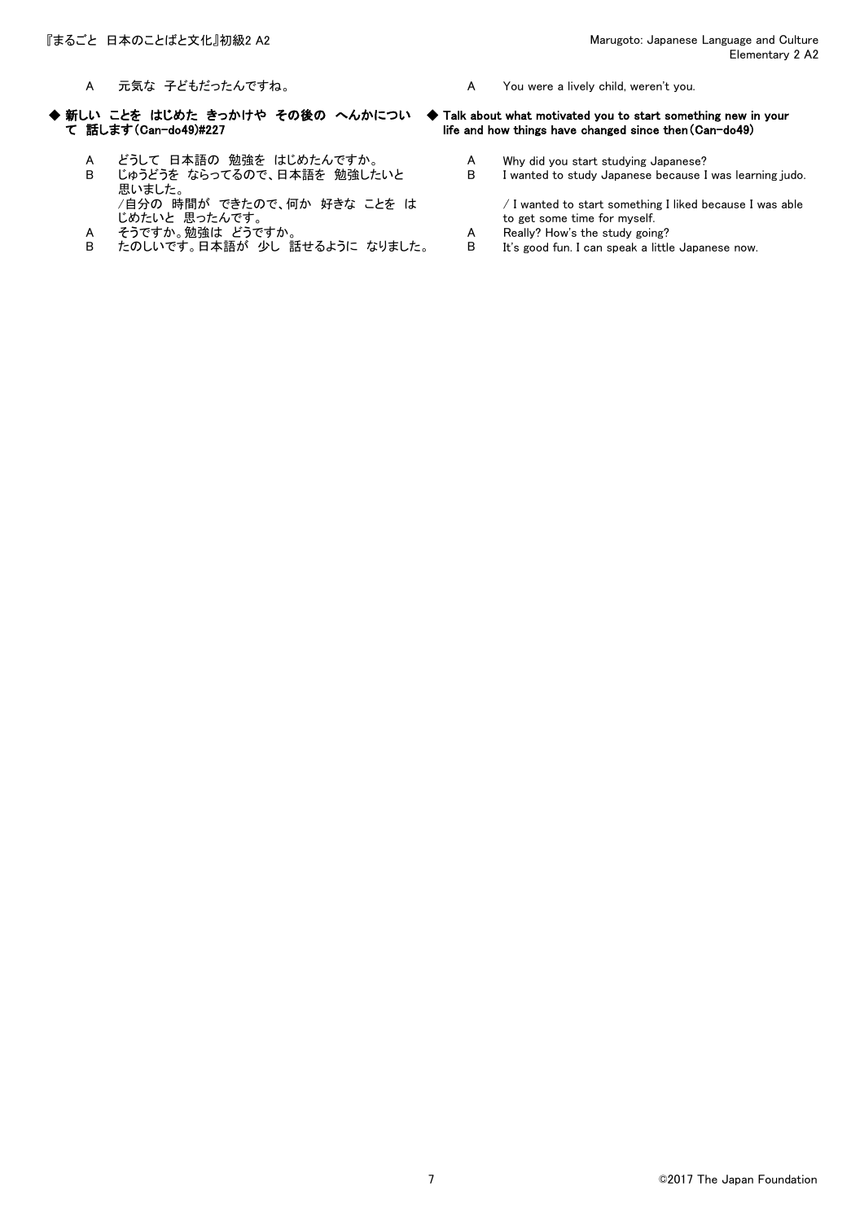A　元気な　子どもだったんですね。

A　You were a lively child, weren't you.

◆ 新しい　ことを　はじめた　きっかけや　その後の　へんかについて　話します(Can-do49)#227

◆ Talk about what motivated you to start something new in your life and how things have changed since then(Can-do49)

A　どうして　日本語の　勉強を　はじめたんですか。
B　じゅうどうを　ならってるので、日本語を　勉強したいと　思いました。
　　/自分の　時間が　できたので、何か　好きな　ことを　はじめたいと　思ったんです。
A　そうですか。勉強は　どうですか。
B　たのしいです。日本語が　少し　話せるように　なりました。

A　Why did you start studying Japanese?
B　I wanted to study Japanese because I was learning judo.
　　/ I wanted to start something I liked because I was able to get some time for myself.
A　Really? How's the study going?
B　It's good fun. I can speak a little Japanese now.